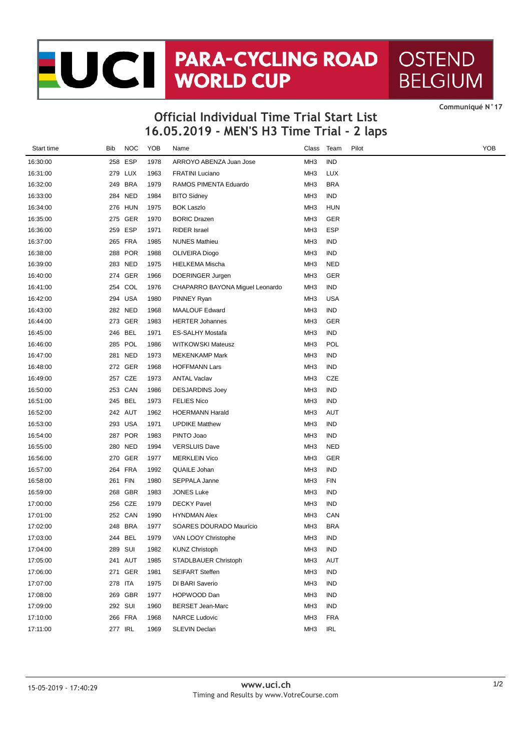# UCI PARA-CYCLING ROAD WORLD CUP OSTEND BELGIUM

**Communiqué N°17**

## Official Individual Time Trial Start List
## 16.05.2019 - MEN'S H3 Time Trial - 2 laps

| Start time | Bib | NOC | YOB | Name | Class | Team | Pilot | YOB |
|---|---|---|---|---|---|---|---|---|
| 16:30:00 | 258 | ESP | 1978 | ARROYO ABENZA Juan Jose | MH3 | IND | | |
| 16:31:00 | 279 | LUX | 1963 | FRATINI Luciano | MH3 | LUX | | |
| 16:32:00 | 249 | BRA | 1979 | RAMOS PIMENTA Eduardo | MH3 | BRA | | |
| 16:33:00 | 284 | NED | 1984 | BITO Sidney | MH3 | IND | | |
| 16:34:00 | 276 | HUN | 1975 | BOK Laszlo | MH3 | HUN | | |
| 16:35:00 | 275 | GER | 1970 | BORIC Drazen | MH3 | GER | | |
| 16:36:00 | 259 | ESP | 1971 | RIDER Israel | MH3 | ESP | | |
| 16:37:00 | 265 | FRA | 1985 | NUNES Mathieu | MH3 | IND | | |
| 16:38:00 | 288 | POR | 1988 | OLIVEIRA Diogo | MH3 | IND | | |
| 16:39:00 | 283 | NED | 1975 | HIELKEMA Mischa | MH3 | NED | | |
| 16:40:00 | 274 | GER | 1966 | DOERINGER Jurgen | MH3 | GER | | |
| 16:41:00 | 254 | COL | 1976 | CHAPARRO BAYONA Miguel Leonardo | MH3 | IND | | |
| 16:42:00 | 294 | USA | 1980 | PINNEY Ryan | MH3 | USA | | |
| 16:43:00 | 282 | NED | 1968 | MAALOUF Edward | MH3 | IND | | |
| 16:44:00 | 273 | GER | 1983 | HERTER Johannes | MH3 | GER | | |
| 16:45:00 | 246 | BEL | 1971 | ES-SALHY Mostafa | MH3 | IND | | |
| 16:46:00 | 285 | POL | 1986 | WITKOWSKI Mateusz | MH3 | POL | | |
| 16:47:00 | 281 | NED | 1973 | MEKENKAMP Mark | MH3 | IND | | |
| 16:48:00 | 272 | GER | 1968 | HOFFMANN Lars | MH3 | IND | | |
| 16:49:00 | 257 | CZE | 1973 | ANTAL Vaclav | MH3 | CZE | | |
| 16:50:00 | 253 | CAN | 1986 | DESJARDINS Joey | MH3 | IND | | |
| 16:51:00 | 245 | BEL | 1973 | FELIES Nico | MH3 | IND | | |
| 16:52:00 | 242 | AUT | 1962 | HOERMANN Harald | MH3 | AUT | | |
| 16:53:00 | 293 | USA | 1971 | UPDIKE Matthew | MH3 | IND | | |
| 16:54:00 | 287 | POR | 1983 | PINTO Joao | MH3 | IND | | |
| 16:55:00 | 280 | NED | 1994 | VERSLUIS Dave | MH3 | NED | | |
| 16:56:00 | 270 | GER | 1977 | MERKLEIN Vico | MH3 | GER | | |
| 16:57:00 | 264 | FRA | 1992 | QUAILE Johan | MH3 | IND | | |
| 16:58:00 | 261 | FIN | 1980 | SEPPALA Janne | MH3 | FIN | | |
| 16:59:00 | 268 | GBR | 1983 | JONES Luke | MH3 | IND | | |
| 17:00:00 | 256 | CZE | 1979 | DECKY Pavel | MH3 | IND | | |
| 17:01:00 | 252 | CAN | 1990 | HYNDMAN Alex | MH3 | CAN | | |
| 17:02:00 | 248 | BRA | 1977 | SOARES DOURADO Maurício | MH3 | BRA | | |
| 17:03:00 | 244 | BEL | 1979 | VAN LOOY Christophe | MH3 | IND | | |
| 17:04:00 | 289 | SUI | 1982 | KUNZ Christoph | MH3 | IND | | |
| 17:05:00 | 241 | AUT | 1985 | STADLBAUER Christoph | MH3 | AUT | | |
| 17:06:00 | 271 | GER | 1981 | SEIFART Steffen | MH3 | IND | | |
| 17:07:00 | 278 | ITA | 1975 | DI BARI Saverio | MH3 | IND | | |
| 17:08:00 | 269 | GBR | 1977 | HOPWOOD Dan | MH3 | IND | | |
| 17:09:00 | 292 | SUI | 1960 | BERSET Jean-Marc | MH3 | IND | | |
| 17:10:00 | 266 | FRA | 1968 | NARCE Ludovic | MH3 | FRA | | |
| 17:11:00 | 277 | IRL | 1969 | SLEVIN Declan | MH3 | IRL | | |

15-05-2019 - 17:40:29

www.uci.ch
Timing and Results by www.VotreCourse.com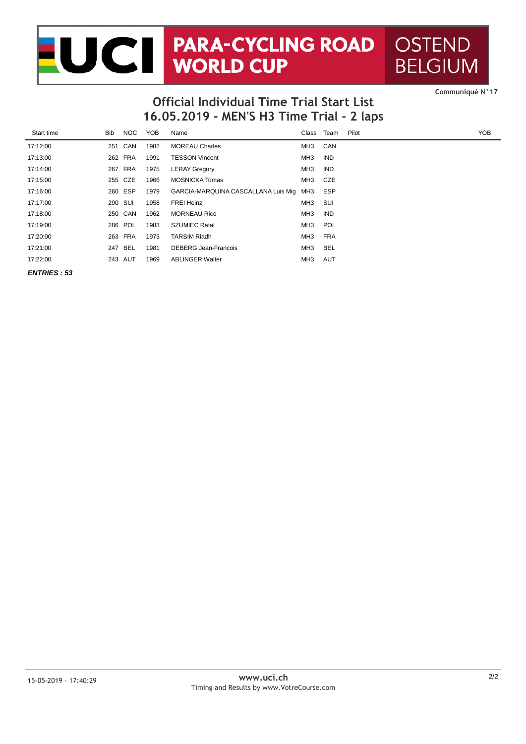# UCI PARA-CYCLING ROAD WORLD CUP OSTEND BELGIUM

Communiqué N°17

## Official Individual Time Trial Start List
## 16.05.2019 - MEN'S H3 Time Trial - 2 laps

| Start time | Bib | NOC | YOB | Name | Class | Team | Pilot | YOB |
|---|---|---|---|---|---|---|---|---|
| 17:12:00 | 251 | CAN | 1982 | MOREAU Charles | MH3 | CAN | | |
| 17:13:00 | 262 | FRA | 1991 | TESSON Vincent | MH3 | IND | | |
| 17:14:00 | 267 | FRA | 1975 | LERAY Gregory | MH3 | IND | | |
| 17:15:00 | 255 | CZE | 1966 | MOSNICKA Tomas | MH3 | CZE | | |
| 17:16:00 | 260 | ESP | 1979 | GARCIA-MARQUINA CASCALLANA Luis Mig | MH3 | ESP | | |
| 17:17:00 | 290 | SUI | 1958 | FREI Heinz | MH3 | SUI | | |
| 17:18:00 | 250 | CAN | 1962 | MORNEAU Rico | MH3 | IND | | |
| 17:19:00 | 286 | POL | 1983 | SZUMIEC Rafal | MH3 | POL | | |
| 17:20:00 | 263 | FRA | 1973 | TARSIM Riadh | MH3 | FRA | | |
| 17:21:00 | 247 | BEL | 1981 | DEBERG Jean-Francois | MH3 | BEL | | |
| 17:22:00 | 243 | AUT | 1969 | ABLINGER Walter | MH3 | AUT | | |

***ENTRIES : 53***

15-05-2019 - 17:40:29

**www.uci.ch**
Timing and Results by www.VotreCourse.com